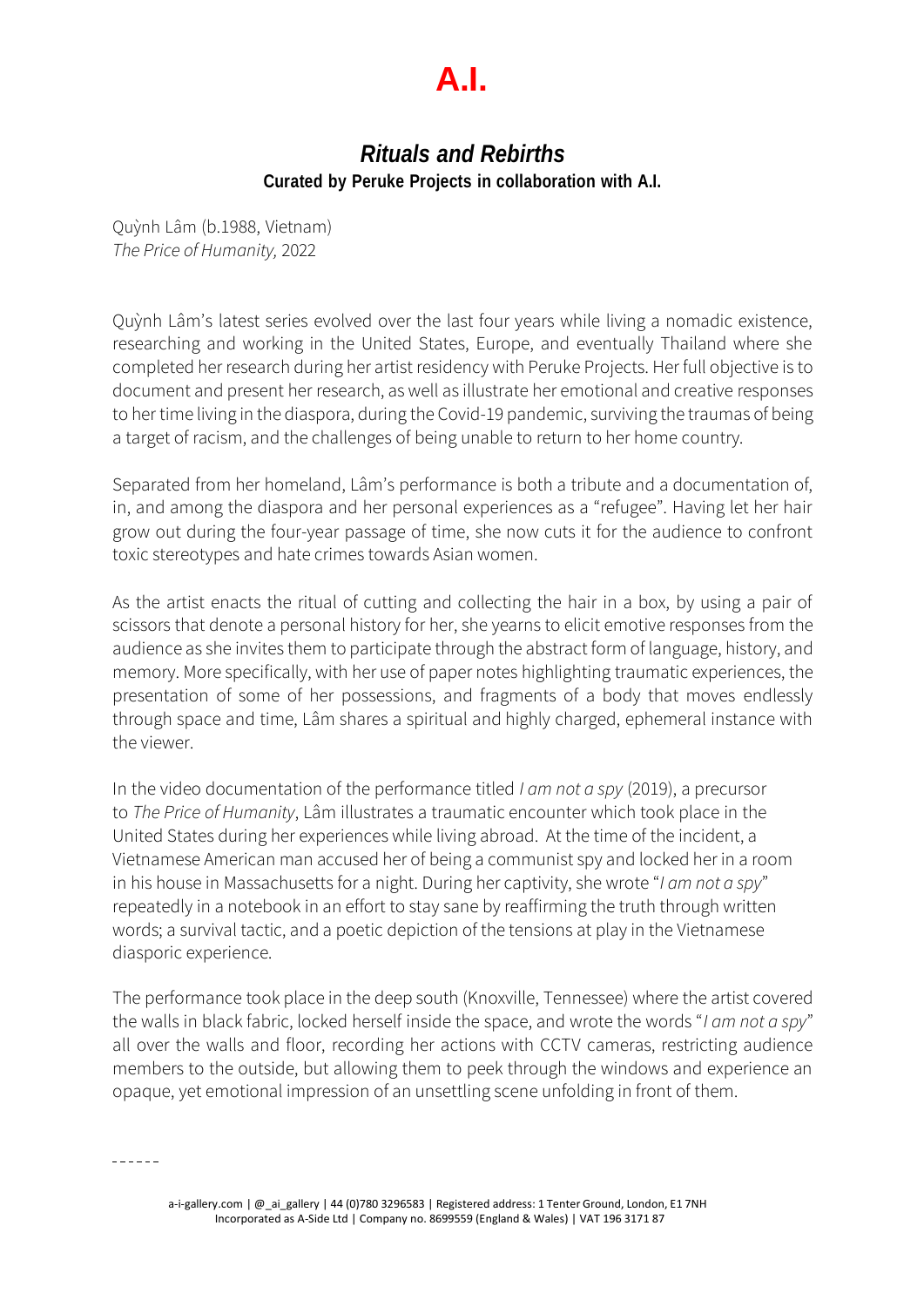# A.I.

## *Rituals and Rebirths*

**Curated by Peruke Projects in collaboration with A.I.**

Quỳnh Lâm (b.1988, Vietnam)
*The Price of Humanity,* 2022

Quỳnh Lâm's latest series evolved over the last four years while living a nomadic existence, researching and working in the United States, Europe, and eventually Thailand where she completed her research during her artist residency with Peruke Projects. Her full objective is to document and present her research, as well as illustrate her emotional and creative responses to her time living in the diaspora, during the Covid-19 pandemic, surviving the traumas of being a target of racism, and the challenges of being unable to return to her home country.

Separated from her homeland, Lâm's performance is both a tribute and a documentation of, in, and among the diaspora and her personal experiences as a "refugee". Having let her hair grow out during the four-year passage of time, she now cuts it for the audience to confront toxic stereotypes and hate crimes towards Asian women.

As the artist enacts the ritual of cutting and collecting the hair in a box, by using a pair of scissors that denote a personal history for her, she yearns to elicit emotive responses from the audience as she invites them to participate through the abstract form of language, history, and memory. More specifically, with her use of paper notes highlighting traumatic experiences, the presentation of some of her possessions, and fragments of a body that moves endlessly through space and time, Lâm shares a spiritual and highly charged, ephemeral instance with the viewer.

In the video documentation of the performance titled *I am not a spy* (2019), a precursor to *The Price of Humanity*, Lâm illustrates a traumatic encounter which took place in the United States during her experiences while living abroad. At the time of the incident, a Vietnamese American man accused her of being a communist spy and locked her in a room in his house in Massachusetts for a night. During her captivity, she wrote "*I am not a spy*" repeatedly in a notebook in an effort to stay sane by reaffirming the truth through written words; a survival tactic, and a poetic depiction of the tensions at play in the Vietnamese diasporic experience.

The performance took place in the deep south (Knoxville, Tennessee) where the artist covered the walls in black fabric, locked herself inside the space, and wrote the words "*I am not a spy*" all over the walls and floor, recording her actions with CCTV cameras, restricting audience members to the outside, but allowing them to peek through the windows and experience an opaque, yet emotional impression of an unsettling scene unfolding in front of them.

------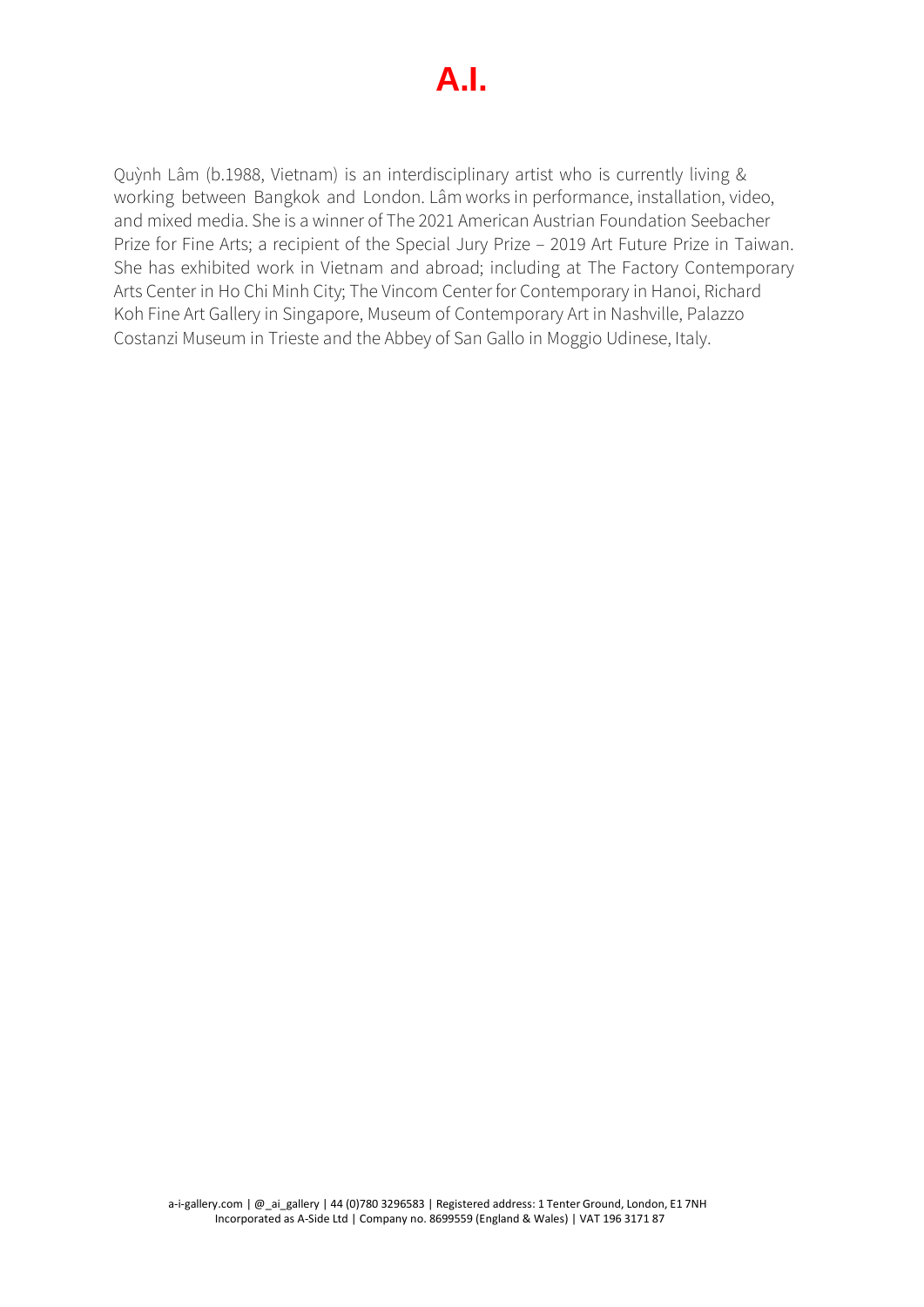Quỳnh Lâm (b.1988, Vietnam) is an interdisciplinary artist who is currently living & working between Bangkok and London. Lâm works in performance, installation, video, and mixed media. She is a winner of The 2021 American Austrian Foundation Seebacher Prize for Fine Arts; a recipient of the Special Jury Prize – 2019 Art Future Prize in Taiwan. She has exhibited work in Vietnam and abroad; including at The Factory Contemporary Arts Center in Ho Chi Minh City; The Vincom Center for Contemporary in Hanoi, Richard Koh Fine Art Gallery in Singapore, Museum of Contemporary Art in Nashville, Palazzo Costanzi Museum in Trieste and the Abbey of San Gallo in Moggio Udinese, Italy.